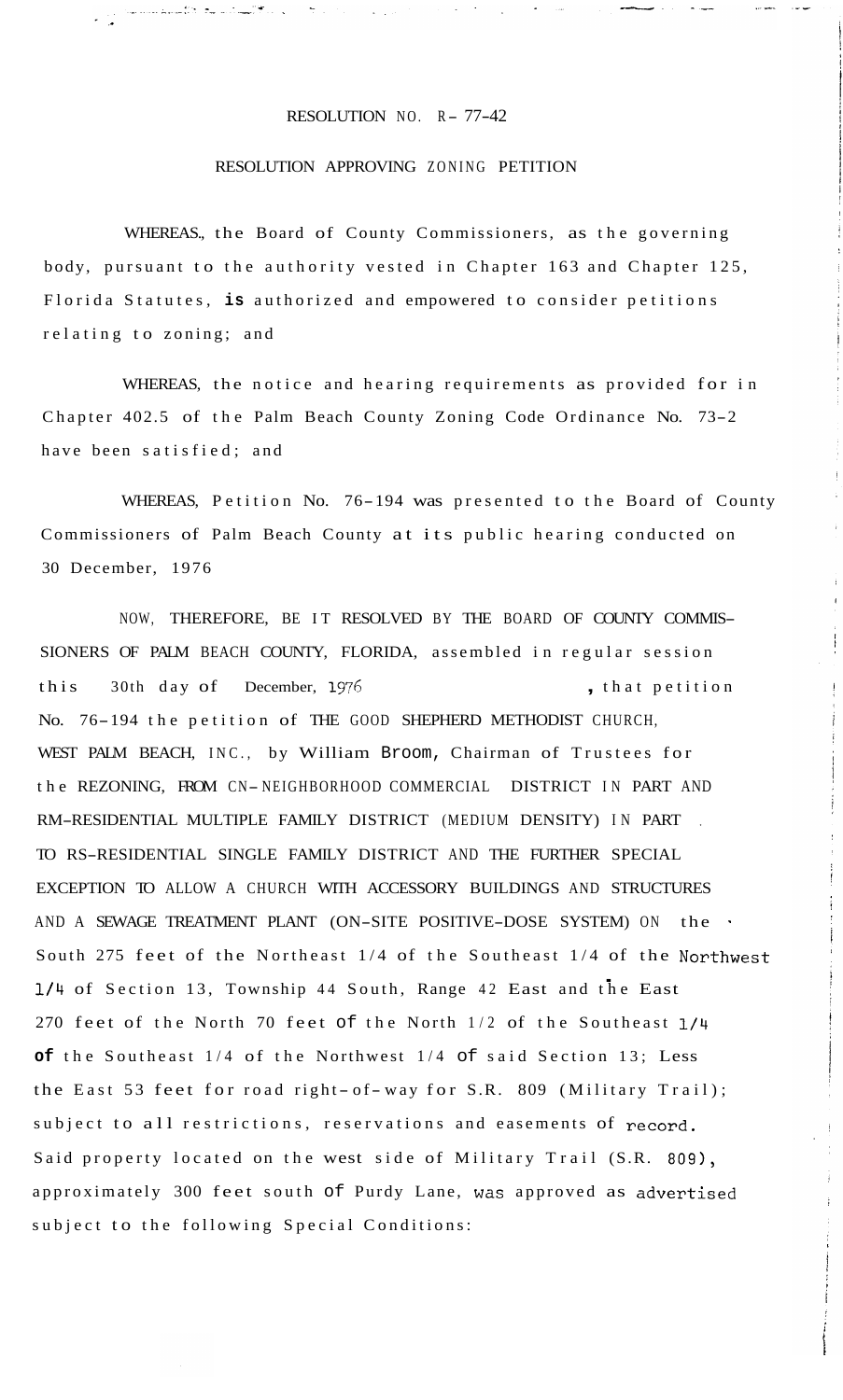RESOLUTION NO. R- 77-42

RESOLUTION APPROVING ZONING PETITION

WHEREAS, the Board of County Commissioners, as the governing body, pursuant to the authority vested in Chapter 163 and Chapter 125, Florida Statutes, is authorized and empowered to consider petitions relating to zoning; and

WHEREAS, the notice and hearing requirements as provided for in Chapter 402.5 of the Palm Beach County Zoning Code Ordinance No. 73-2 have been satisfied; and

WHEREAS, Petition No. 76-194 was presented to the Board of County Commissioners of Palm Beach County at its public hearing conducted on 30 December, 1976

NOW, THEREFORE, BE IT RESOLVED BY THE BOARD OF COUNTY COMMISSIONERS OF PALM BEACH COUNTY, FLORIDA, assembled in regular session this 30th day of December, 1976, that petition No. 76-194 the petition of THE GOOD SHEPHERD METHODIST CHURCH, WEST PALM BEACH, INC., by William Broom, Chairman of Trustees for the REZONING, FROM CN-NEIGHBORHOOD COMMERCIAL DISTRICT IN PART AND RM-RESIDENTIAL MULTIPLE FAMILY DISTRICT (MEDIUM DENSITY) IN PART TO RS-RESIDENTIAL SINGLE FAMILY DISTRICT AND THE FURTHER SPECIAL EXCEPTION TO ALLOW A CHURCH WITH ACCESSORY BUILDINGS AND STRUCTURES AND A SEWAGE TREATMENT PLANT (ON-SITE POSITIVE-DOSE SYSTEM) ON the South 275 feet of the Northeast 1/4 of the Southeast 1/4 of the Northwest 1/4 of Section 13, Township 44 South, Range 42 East and the East 270 feet of the North 70 feet of the North 1/2 of the Southeast 1/4 of the Southeast 1/4 of the Northwest 1/4 of said Section 13; Less the East 53 feet for road right-of-way for S.R. 809 (Military Trail); subject to all restrictions, reservations and easements of record. Said property located on the west side of Military Trail (S.R. 809), approximately 300 feet south of Purdy Lane, was approved as advertised subject to the following Special Conditions: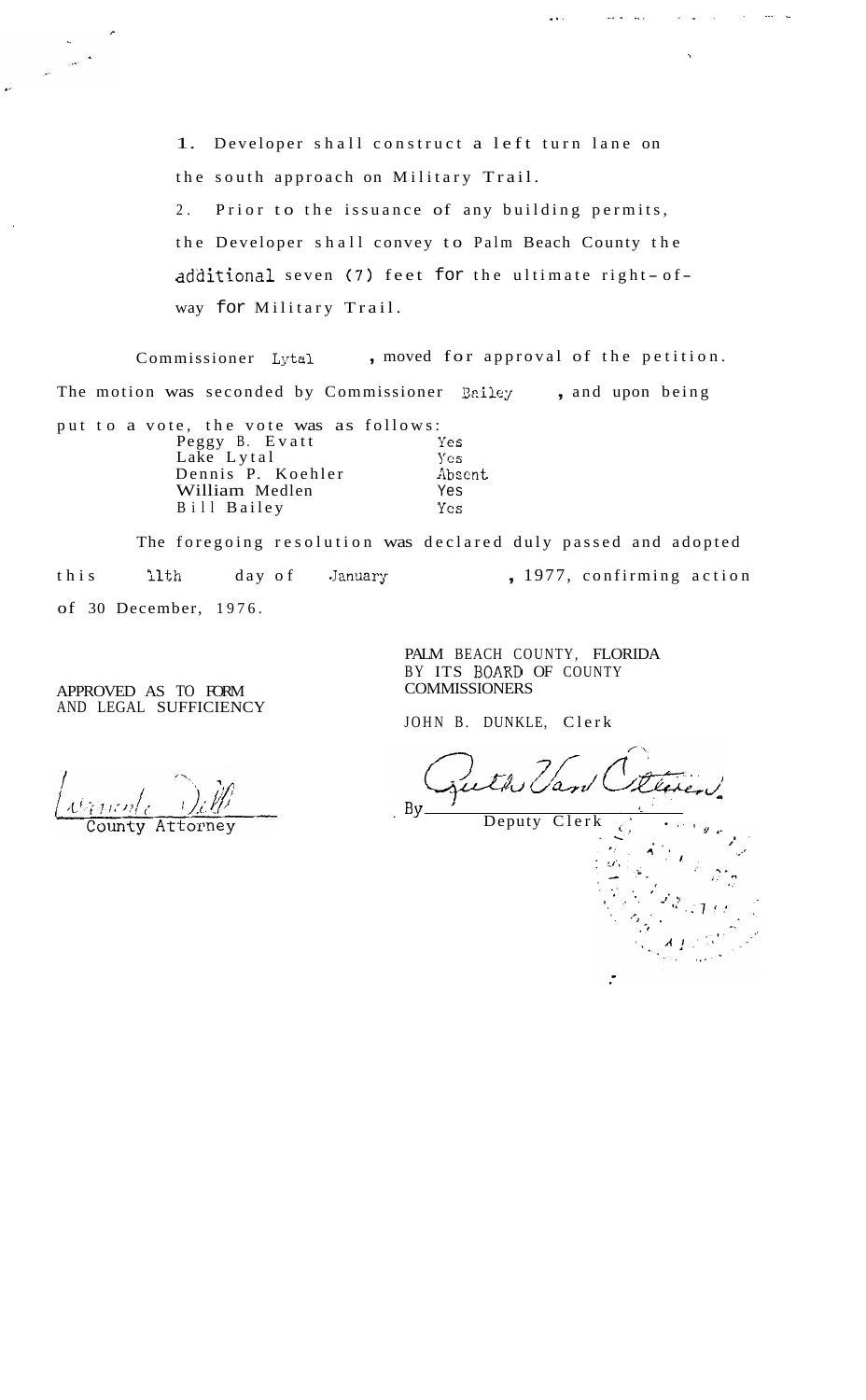1. Developer shall construct a left turn lane on the south approach on Military Trail.

2. Prior to the issuance of any building permits, the Developer shall convey to Palm Beach County the additional seven (7) feet for the ultimate right-of-way for Military Trail.

Commissioner Lytal, moved for approval of the petition. The motion was seconded by Commissioner Bailey, and upon being put to a vote, the vote was as follows:

| | |
|---|---|
| Peggy B. Evatt | Yes |
| Lake Lytal | Yes |
| Dennis P. Koehler | Absent |
| William Medlen | Yes |
| Bill Bailey | Yes |

The foregoing resolution was declared duly passed and adopted this 11th day of January, 1977, confirming action of 30 December, 1976.

APPROVED AS TO FORM
AND LEGAL SUFFICIENCY

County Attorney

PALM BEACH COUNTY, FLORIDA
BY ITS BOARD OF COUNTY
COMMISSIONERS

JOHN B. DUNKLE, Clerk

By
Deputy Clerk